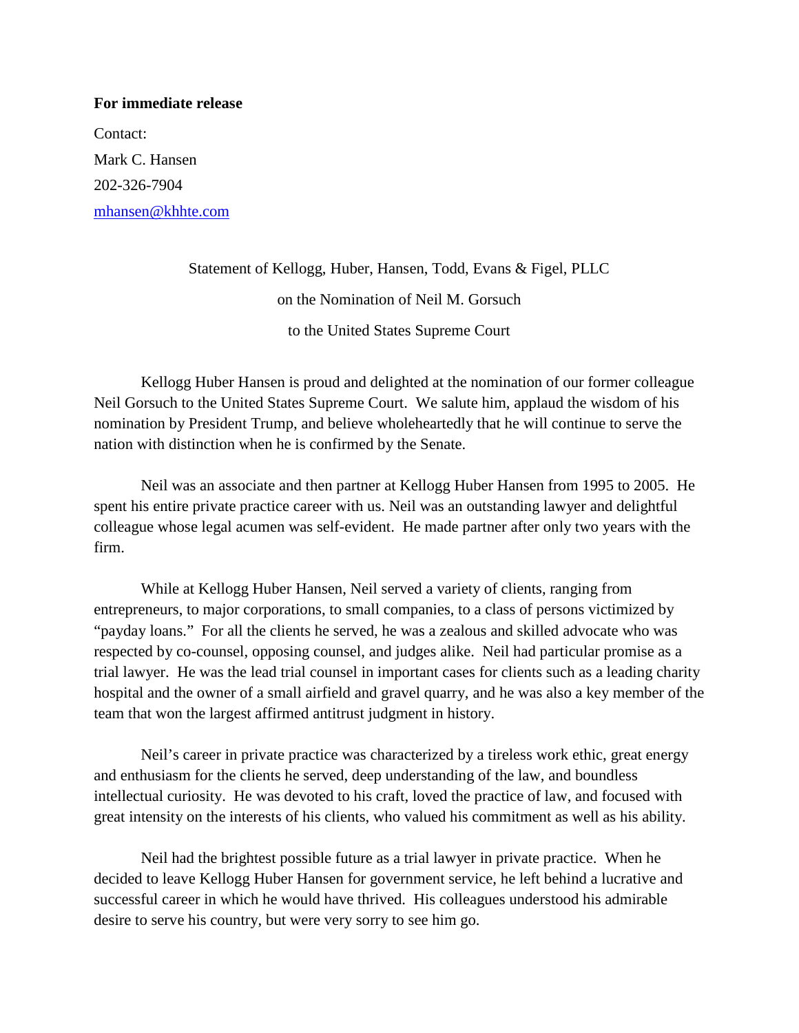**For immediate release**

Contact:
Mark C. Hansen
202-326-7904
mhansen@khhte.com

Statement of Kellogg, Huber, Hansen, Todd, Evans & Figel, PLLC
on the Nomination of Neil M. Gorsuch
to the United States Supreme Court

Kellogg Huber Hansen is proud and delighted at the nomination of our former colleague Neil Gorsuch to the United States Supreme Court. We salute him, applaud the wisdom of his nomination by President Trump, and believe wholeheartedly that he will continue to serve the nation with distinction when he is confirmed by the Senate.

Neil was an associate and then partner at Kellogg Huber Hansen from 1995 to 2005. He spent his entire private practice career with us. Neil was an outstanding lawyer and delightful colleague whose legal acumen was self-evident. He made partner after only two years with the firm.

While at Kellogg Huber Hansen, Neil served a variety of clients, ranging from entrepreneurs, to major corporations, to small companies, to a class of persons victimized by "payday loans." For all the clients he served, he was a zealous and skilled advocate who was respected by co-counsel, opposing counsel, and judges alike. Neil had particular promise as a trial lawyer. He was the lead trial counsel in important cases for clients such as a leading charity hospital and the owner of a small airfield and gravel quarry, and he was also a key member of the team that won the largest affirmed antitrust judgment in history.

Neil's career in private practice was characterized by a tireless work ethic, great energy and enthusiasm for the clients he served, deep understanding of the law, and boundless intellectual curiosity. He was devoted to his craft, loved the practice of law, and focused with great intensity on the interests of his clients, who valued his commitment as well as his ability.

Neil had the brightest possible future as a trial lawyer in private practice. When he decided to leave Kellogg Huber Hansen for government service, he left behind a lucrative and successful career in which he would have thrived. His colleagues understood his admirable desire to serve his country, but were very sorry to see him go.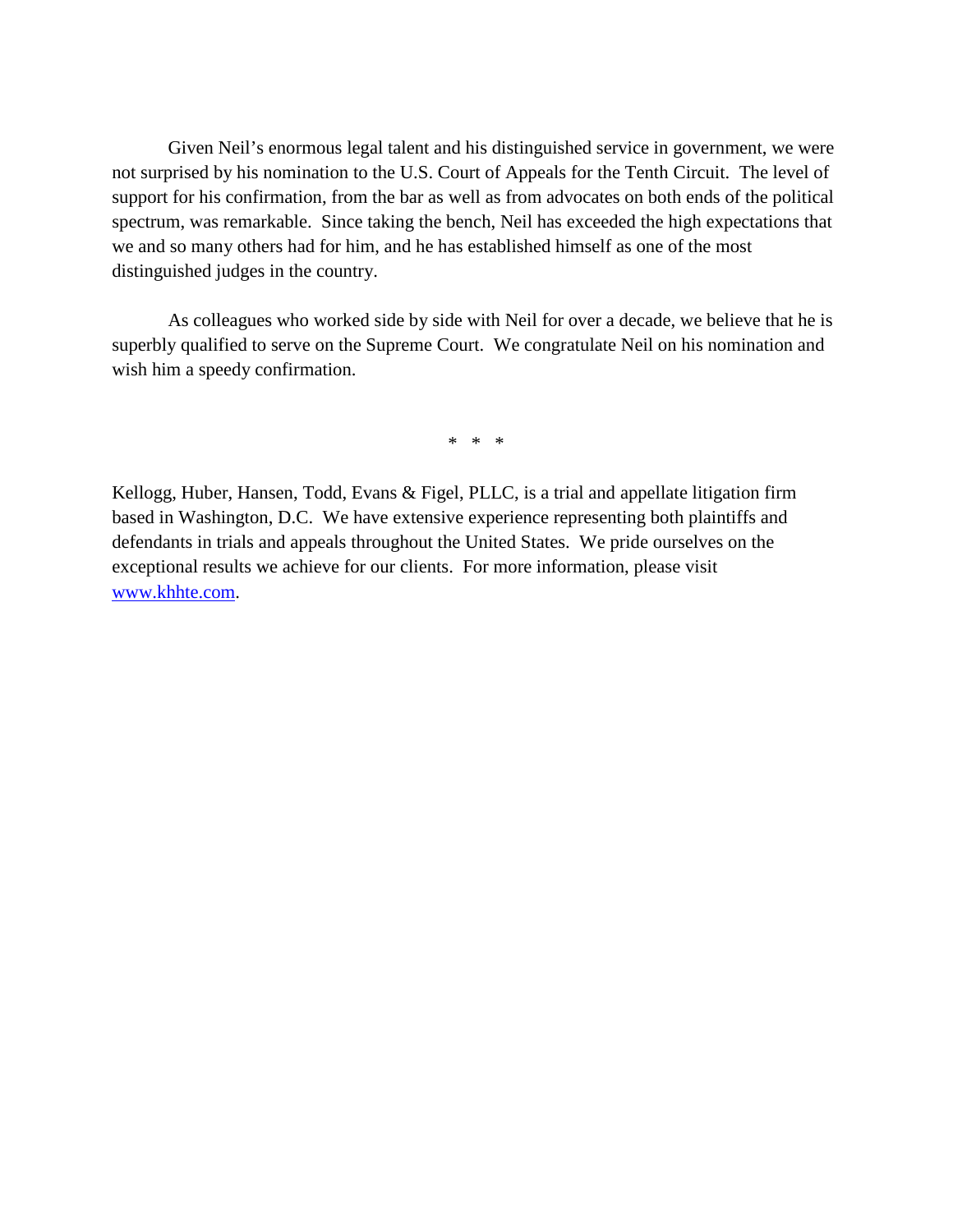Given Neil's enormous legal talent and his distinguished service in government, we were not surprised by his nomination to the U.S. Court of Appeals for the Tenth Circuit. The level of support for his confirmation, from the bar as well as from advocates on both ends of the political spectrum, was remarkable. Since taking the bench, Neil has exceeded the high expectations that we and so many others had for him, and he has established himself as one of the most distinguished judges in the country.

As colleagues who worked side by side with Neil for over a decade, we believe that he is superbly qualified to serve on the Supreme Court. We congratulate Neil on his nomination and wish him a speedy confirmation.

\* \* \*

Kellogg, Huber, Hansen, Todd, Evans & Figel, PLLC, is a trial and appellate litigation firm based in Washington, D.C. We have extensive experience representing both plaintiffs and defendants in trials and appeals throughout the United States. We pride ourselves on the exceptional results we achieve for our clients. For more information, please visit [www.khhte.com](http://www.khhte.com).